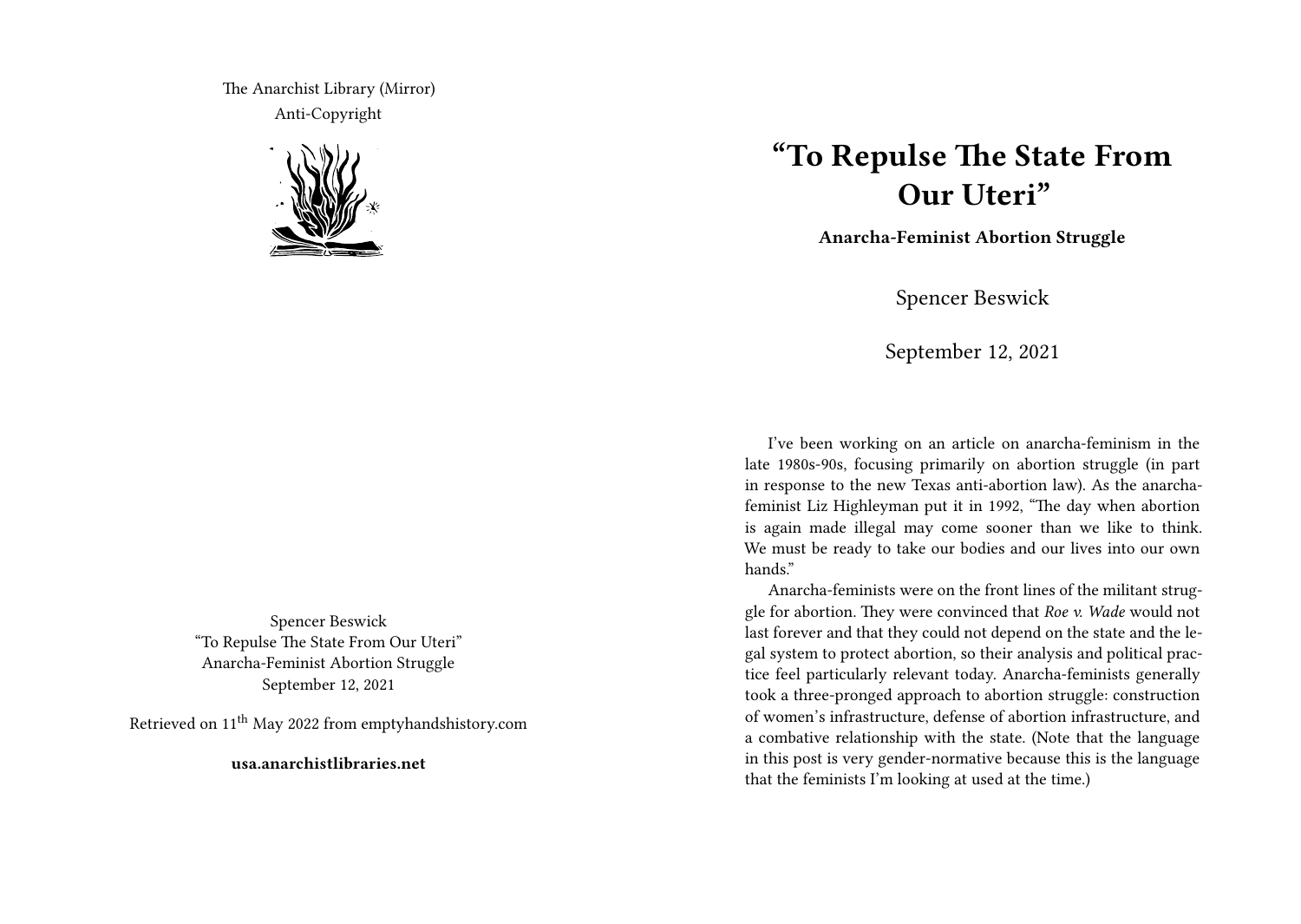The Anarchist Library (Mirror)
Anti-Copyright

Spencer Beswick
"To Repulse The State From Our Uteri"
Anarcha-Feminist Abortion Struggle
September 12, 2021

Retrieved on 11th May 2022 from emptyhandshistory.com

**usa.anarchistlibraries.net**

# "To Repulse The State From Our Uteri"

**Anarcha-Feminist Abortion Struggle**

Spencer Beswick

September 12, 2021

I've been working on an article on anarcha-feminism in the late 1980s-90s, focusing primarily on abortion struggle (in part in response to the new Texas anti-abortion law). As the anarcha-feminist Liz Highleyman put it in 1992, "The day when abortion is again made illegal may come sooner than we like to think. We must be ready to take our bodies and our lives into our own hands."

Anarcha-feminists were on the front lines of the militant struggle for abortion. They were convinced that *Roe v. Wade* would not last forever and that they could not depend on the state and the legal system to protect abortion, so their analysis and political practice feel particularly relevant today. Anarcha-feminists generally took a three-pronged approach to abortion struggle: construction of women's infrastructure, defense of abortion infrastructure, and a combative relationship with the state. (Note that the language in this post is very gender-normative because this is the language that the feminists I'm looking at used at the time.)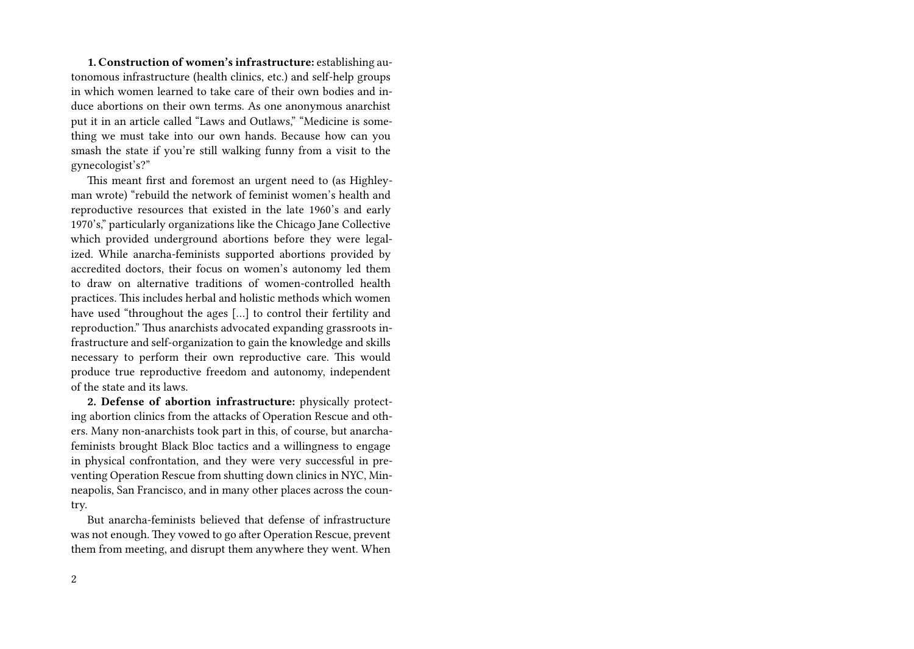**1. Construction of women's infrastructure:** establishing autonomous infrastructure (health clinics, etc.) and self-help groups in which women learned to take care of their own bodies and induce abortions on their own terms. As one anonymous anarchist put it in an article called "Laws and Outlaws," "Medicine is something we must take into our own hands. Because how can you smash the state if you're still walking funny from a visit to the gynecologist's?"

This meant first and foremost an urgent need to (as Highleyman wrote) "rebuild the network of feminist women's health and reproductive resources that existed in the late 1960's and early 1970's," particularly organizations like the Chicago Jane Collective which provided underground abortions before they were legalized. While anarcha-feminists supported abortions provided by accredited doctors, their focus on women's autonomy led them to draw on alternative traditions of women-controlled health practices. This includes herbal and holistic methods which women have used "throughout the ages […] to control their fertility and reproduction." Thus anarchists advocated expanding grassroots infrastructure and self-organization to gain the knowledge and skills necessary to perform their own reproductive care. This would produce true reproductive freedom and autonomy, independent of the state and its laws.

**2. Defense of abortion infrastructure:** physically protecting abortion clinics from the attacks of Operation Rescue and others. Many non-anarchists took part in this, of course, but anarcha-feminists brought Black Bloc tactics and a willingness to engage in physical confrontation, and they were very successful in preventing Operation Rescue from shutting down clinics in NYC, Minneapolis, San Francisco, and in many other places across the country.

But anarcha-feminists believed that defense of infrastructure was not enough. They vowed to go after Operation Rescue, prevent them from meeting, and disrupt them anywhere they went. When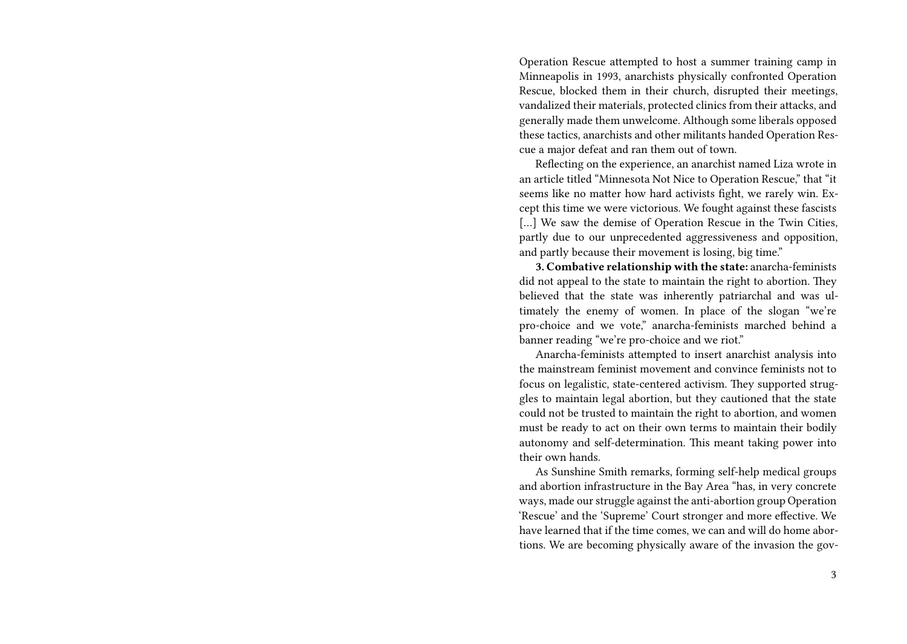Operation Rescue attempted to host a summer training camp in Minneapolis in 1993, anarchists physically confronted Operation Rescue, blocked them in their church, disrupted their meetings, vandalized their materials, protected clinics from their attacks, and generally made them unwelcome. Although some liberals opposed these tactics, anarchists and other militants handed Operation Rescue a major defeat and ran them out of town.

Reflecting on the experience, an anarchist named Liza wrote in an article titled "Minnesota Not Nice to Operation Rescue," that "it seems like no matter how hard activists fight, we rarely win. Except this time we were victorious. We fought against these fascists […] We saw the demise of Operation Rescue in the Twin Cities, partly due to our unprecedented aggressiveness and opposition, and partly because their movement is losing, big time."

**3. Combative relationship with the state:** anarcha-feminists did not appeal to the state to maintain the right to abortion. They believed that the state was inherently patriarchal and was ultimately the enemy of women. In place of the slogan "we're pro-choice and we vote," anarcha-feminists marched behind a banner reading "we're pro-choice and we riot."

Anarcha-feminists attempted to insert anarchist analysis into the mainstream feminist movement and convince feminists not to focus on legalistic, state-centered activism. They supported struggles to maintain legal abortion, but they cautioned that the state could not be trusted to maintain the right to abortion, and women must be ready to act on their own terms to maintain their bodily autonomy and self-determination. This meant taking power into their own hands.

As Sunshine Smith remarks, forming self-help medical groups and abortion infrastructure in the Bay Area "has, in very concrete ways, made our struggle against the anti-abortion group Operation 'Rescue' and the 'Supreme' Court stronger and more effective. We have learned that if the time comes, we can and will do home abortions. We are becoming physically aware of the invasion the gov-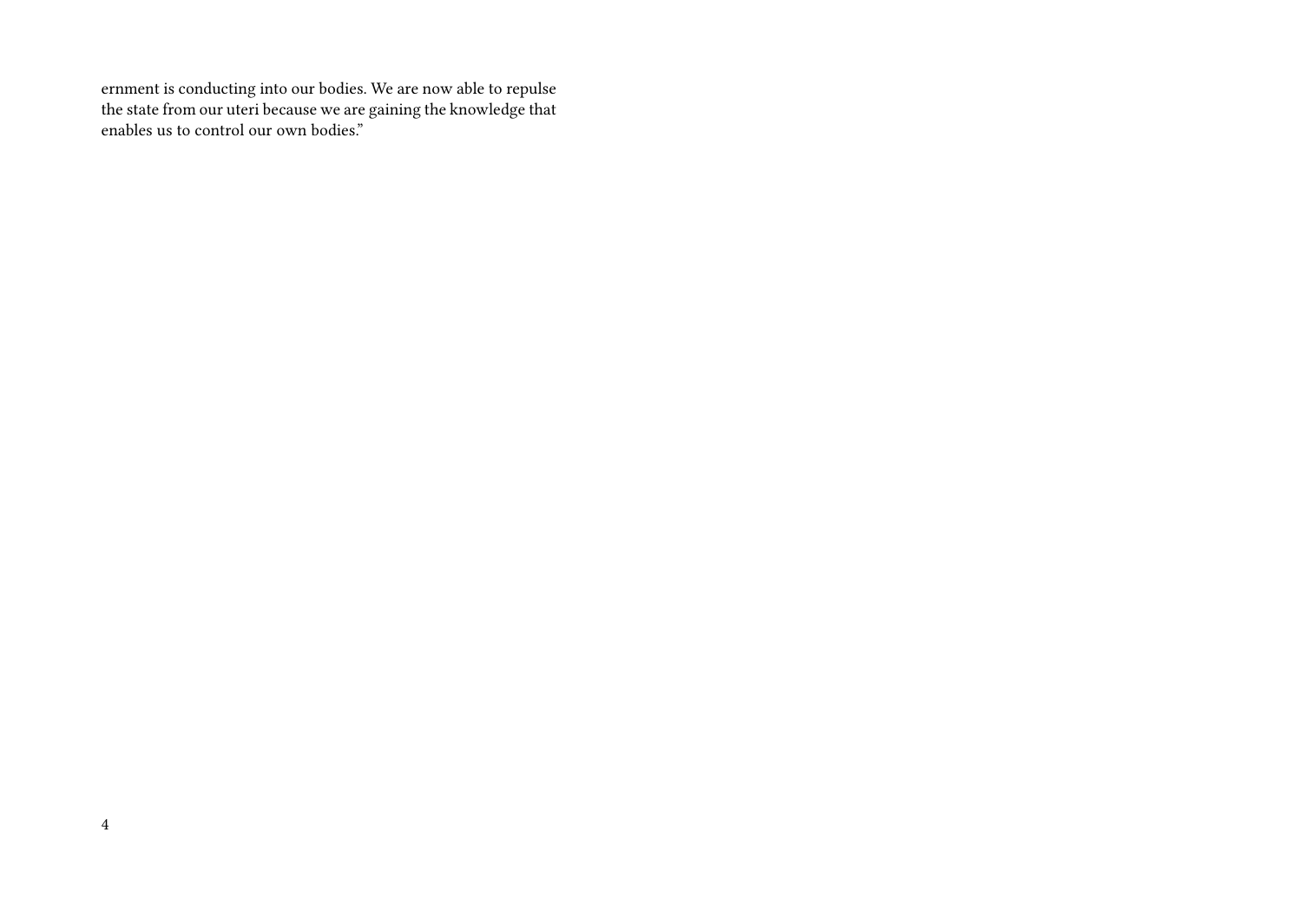ernment is conducting into our bodies. We are now able to repulse the state from our uteri because we are gaining the knowledge that enables us to control our own bodies."